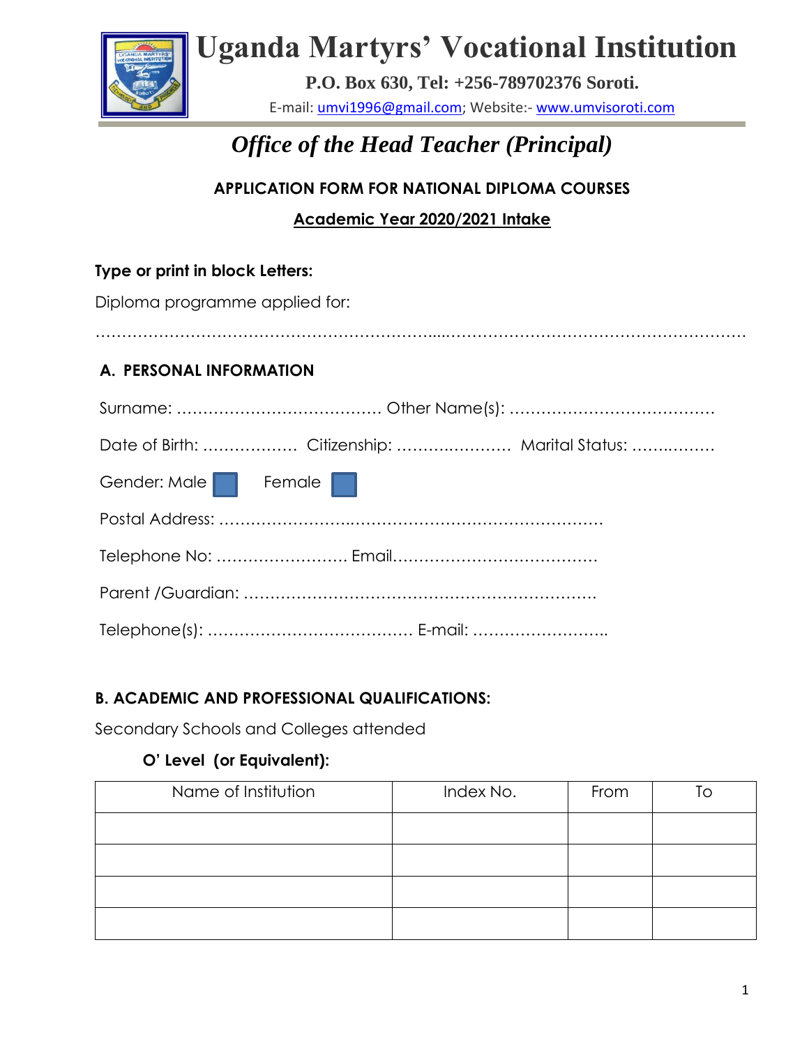# Uganda Martyrs' Vocational Institution

**P.O. Box 630, Tel: +256-789702376 Soroti.**

E-mail: umvi1996@gmail.com; Website:- www.umvisoroti.com

## *Office of the Head Teacher (Principal)*

**APPLICATION FORM FOR NATIONAL DIPLOMA COURSES**

**Academic Year 2020/2021 Intake**

**Type or print in block Letters:**

Diploma programme applied for:

…………………………………………………….....…………………………………………………

### A. PERSONAL INFORMATION

Surname: ………………………………… Other Name(s): …………………………………

Date of Birth: ……………… Citizenship: …………………. Marital Status: …….………

Gender: Male ☐ Female ☐

Postal Address: ……………………..……………………………………………

Telephone No: ……………………. Email…………………………………

Parent /Guardian: ………………………………………………………….

Telephone(s): ………………………………… E-mail: ……………………..

### B. ACADEMIC AND PROFESSIONAL QUALIFICATIONS:

Secondary Schools and Colleges attended

**O' Level (or Equivalent):**

| Name of Institution | Index No. | From | To |
|---|---|---|---|
| | | | |
| | | | |
| | | | |
| | | | |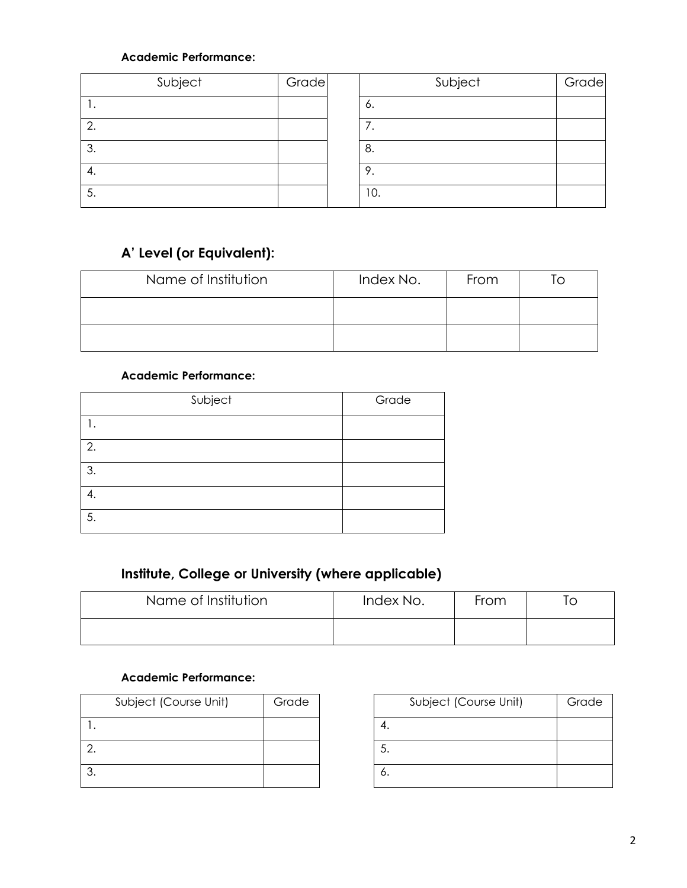**Academic Performance:**

| Subject | Grade |
|---|---|
| 1. | |
| 2. | |
| 3. | |
| 4. | |
| 5. | |

| Subject | Grade |
|---|---|
| 6. | |
| 7. | |
| 8. | |
| 9. | |
| 10. | |

## A' Level (or Equivalent):

| Name of Institution | Index No. | From | To |
|---|---|---|---|
| | | | |
| | | | |

**Academic Performance:**

| Subject | Grade |
|---|---|
| 1. | |
| 2. | |
| 3. | |
| 4. | |
| 5. | |

## Institute, College or University (where applicable)

| Name of Institution | Index No. | From | To |
|---|---|---|---|
| | | | |

**Academic Performance:**

| Subject (Course Unit) | Grade |
|---|---|
| 1. | |
| 2. | |
| 3. | |

| Subject (Course Unit) | Grade |
|---|---|
| 4. | |
| 5. | |
| 6. | |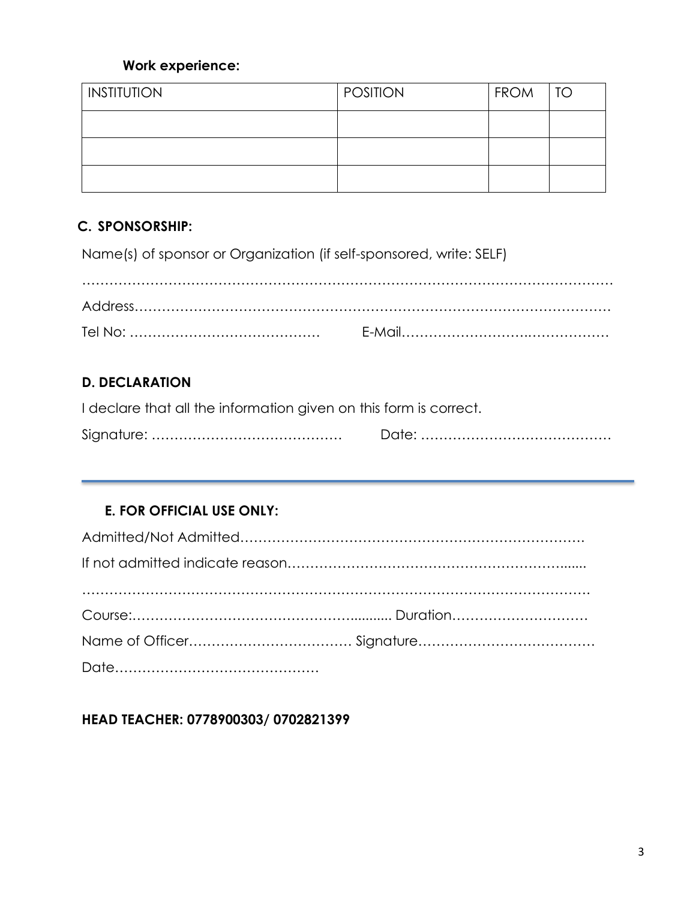**Work experience:**

| INSTITUTION | POSITION | FROM | TO |
|---|---|---|---|
| | | | |
| | | | |
| | | | |

### C. SPONSORSHIP:

Name(s) of sponsor or Organization (if self-sponsored, write: SELF)

…………………………………………………………………………………………………………

Address…………………………………………………………………………………………

Tel No: …………………………………… E-Mail…………………………………………

### D. DECLARATION

I declare that all the information given on this form is correct.

Signature: …………………………………… Date: ……………………………………

---

### E. FOR OFFICIAL USE ONLY:

Admitted/Not Admitted…………………………………………………………………

If not admitted indicate reason………………………………………………………......

…………………………………………………………………………………………………

Course:…………………………………………........... Duration…………………………

Name of Officer……………………………… Signature…………………………………

Date………………………………………

**HEAD TEACHER: 0778900303/ 0702821399**